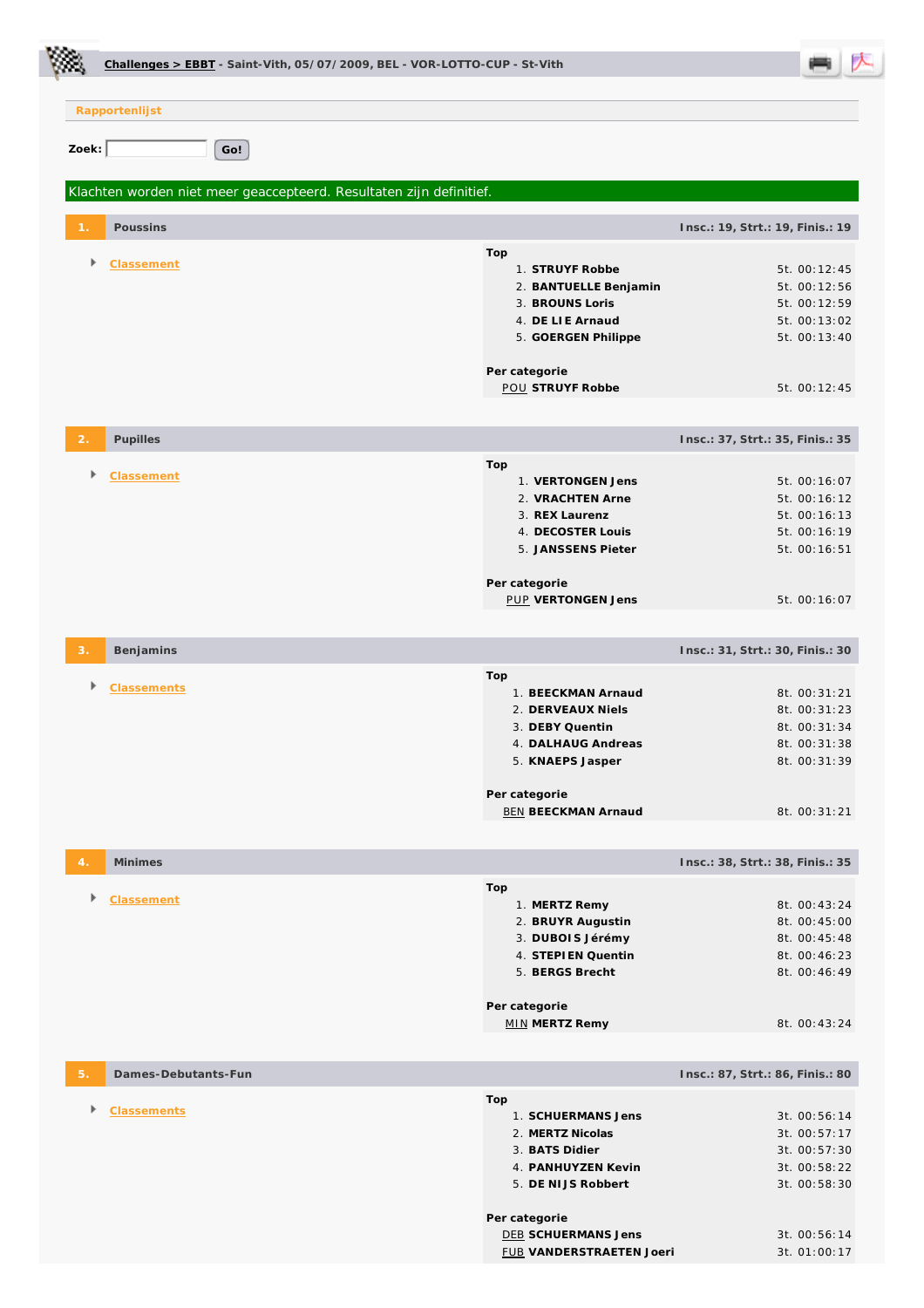**Challenges > EBBT** - Saint-Vith, 05/07/2009, BEL - VOR-LOTTO-CUP - St-Vith

**Rapportenlijst**

Zoek: Go!

Klachten worden niet meer geaccepteerd. Resultaten zijn definitief.

## 1. Poussins

Insc.: 19, Strt.: 19, Finis.: 19

- Classement

**Top**

| | | |
|---|---|---|
| 1. | **STRUYF Robbe** | 5t. 00:12:45 |
| 2. | **BANTUELLE Benjamin** | 5t. 00:12:56 |
| 3. | **BROUNS Loris** | 5t. 00:12:59 |
| 4. | **DE LIE Arnaud** | 5t. 00:13:02 |
| 5. | **GOERGEN Philippe** | 5t. 00:13:40 |

**Per categorie**

| | | |
|---|---|---|
| POU | **STRUYF Robbe** | 5t. 00:12:45 |

## 2. Pupilles

Insc.: 37, Strt.: 35, Finis.: 35

- Classement

**Top**

| | | |
|---|---|---|
| 1. | **VERTONGEN Jens** | 5t. 00:16:07 |
| 2. | **VRACHTEN Arne** | 5t. 00:16:12 |
| 3. | **REX Laurenz** | 5t. 00:16:13 |
| 4. | **DECOSTER Louis** | 5t. 00:16:19 |
| 5. | **JANSSENS Pieter** | 5t. 00:16:51 |

**Per categorie**

| | | |
|---|---|---|
| PUP | **VERTONGEN Jens** | 5t. 00:16:07 |

## 3. Benjamins

Insc.: 31, Strt.: 30, Finis.: 30

- Classements

**Top**

| | | |
|---|---|---|
| 1. | **BEECKMAN Arnaud** | 8t. 00:31:21 |
| 2. | **DERVEAUX Niels** | 8t. 00:31:23 |
| 3. | **DEBY Quentin** | 8t. 00:31:34 |
| 4. | **DALHAUG Andreas** | 8t. 00:31:38 |
| 5. | **KNAEPS Jasper** | 8t. 00:31:39 |

**Per categorie**

| | | |
|---|---|---|
| BEN | **BEECKMAN Arnaud** | 8t. 00:31:21 |

## 4. Minimes

Insc.: 38, Strt.: 38, Finis.: 35

- Classement

**Top**

| | | |
|---|---|---|
| 1. | **MERTZ Remy** | 8t. 00:43:24 |
| 2. | **BRUYR Augustin** | 8t. 00:45:00 |
| 3. | **DUBOIS Jérémy** | 8t. 00:45:48 |
| 4. | **STEPIEN Quentin** | 8t. 00:46:23 |
| 5. | **BERGS Brecht** | 8t. 00:46:49 |

**Per categorie**

| | | |
|---|---|---|
| MIN | **MERTZ Remy** | 8t. 00:43:24 |

## 5. Dames-Debutants-Fun

Insc.: 87, Strt.: 86, Finis.: 80

- Classements

**Top**

| | | |
|---|---|---|
| 1. | **SCHUERMANS Jens** | 3t. 00:56:14 |
| 2. | **MERTZ Nicolas** | 3t. 00:57:17 |
| 3. | **BATS Didier** | 3t. 00:57:30 |
| 4. | **PANHUYZEN Kevin** | 3t. 00:58:22 |
| 5. | **DE NIJS Robbert** | 3t. 00:58:30 |

**Per categorie**

| | | |
|---|---|---|
| DEB | **SCHUERMANS Jens** | 3t. 00:56:14 |
| FUB | **VANDERSTRAETEN Joeri** | 3t. 01:00:17 |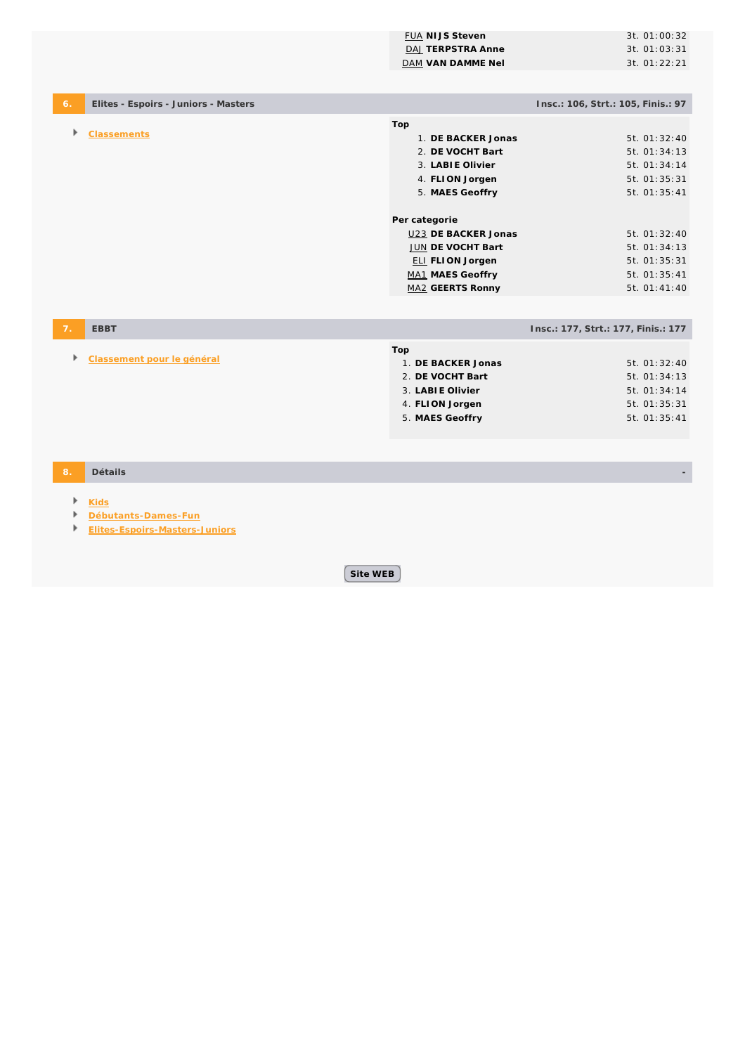| | | |
|---|---|---|
| FUA | **NIJS Steven** | 3t. 01:00:32 |
| DAJ | **TERPSTRA Anne** | 3t. 01:03:31 |
| DAM | **VAN DAMME Nel** | 3t. 01:22:21 |

## 6. Elites - Espoirs - Juniors - Masters

**Insc.: 106, Strt.: 105, Finis.: 97**

- Classements

**Top**

| | | |
|---|---|---|
| 1. | **DE BACKER Jonas** | 5t. 01:32:40 |
| 2. | **DE VOCHT Bart** | 5t. 01:34:13 |
| 3. | **LABIE Olivier** | 5t. 01:34:14 |
| 4. | **FLION Jorgen** | 5t. 01:35:31 |
| 5. | **MAES Geoffry** | 5t. 01:35:41 |

**Per categorie**

| | | |
|---|---|---|
| U23 | **DE BACKER Jonas** | 5t. 01:32:40 |
| JUN | **DE VOCHT Bart** | 5t. 01:34:13 |
| ELI | **FLION Jorgen** | 5t. 01:35:31 |
| MA1 | **MAES Geoffry** | 5t. 01:35:41 |
| MA2 | **GEERTS Ronny** | 5t. 01:41:40 |

## 7. EBBT

**Insc.: 177, Strt.: 177, Finis.: 177**

- Classement pour le général

**Top**

| | | |
|---|---|---|
| 1. | **DE BACKER Jonas** | 5t. 01:32:40 |
| 2. | **DE VOCHT Bart** | 5t. 01:34:13 |
| 3. | **LABIE Olivier** | 5t. 01:34:14 |
| 4. | **FLION Jorgen** | 5t. 01:35:31 |
| 5. | **MAES Geoffry** | 5t. 01:35:41 |

## 8. Détails

-

- Kids
- Débutants-Dames-Fun
- Elites-Espoirs-Masters-Juniors

Site WEB